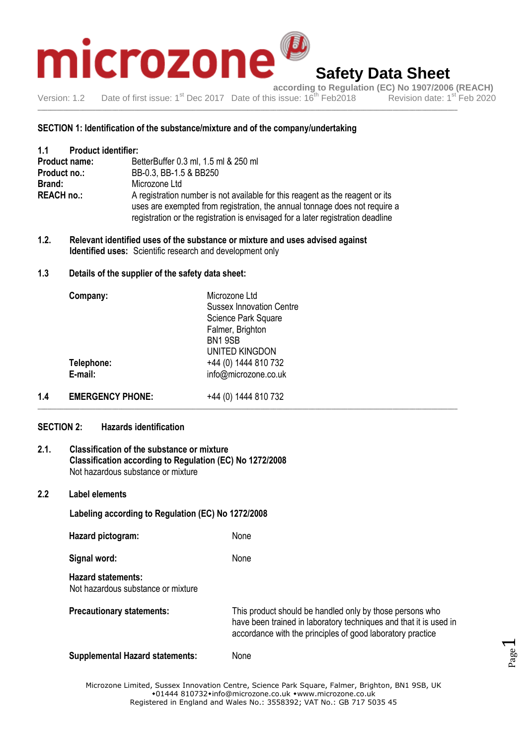# Safety Data Sheet

according to Regulation (EC) No 1907/2006 (REACH)

Version: 1.2 Date of first issue: 1st Dec 2017 Date of this issue: 16th Feb2018 Revision date: 1st Feb 2020

## SECTION 1: Identification of the substance/mixture and of the company/undertaking

### 1.1 Product identifier:

**Product name:** BetterBuffer 0.3 ml, 1.5 ml & 250 ml

**Product no.:** BB-0.3, BB-1.5 & BB250

**Brand:** Microzone Ltd

**REACH no.:** A registration number is not available for this reagent as the reagent or its uses are exempted from registration, the annual tonnage does not require a registration or the registration is envisaged for a later registration deadline

### 1.2. Relevant identified uses of the substance or mixture and uses advised against

**Identified uses:** Scientific research and development only

### 1.3 Details of the supplier of the safety data sheet:

**Company:**
Microzone Ltd
Sussex Innovation Centre
Science Park Square
Falmer, Brighton
BN1 9SB
UNITED KINGDON

**Telephone:** +44 (0) 1444 810 732

**E-mail:** info@microzone.co.uk

### 1.4 EMERGENCY PHONE: +44 (0) 1444 810 732

## SECTION 2: Hazards identification

### 2.1. Classification of the substance or mixture

**Classification according to Regulation (EC) No 1272/2008**

Not hazardous substance or mixture

### 2.2 Label elements

**Labeling according to Regulation (EC) No 1272/2008**

**Hazard pictogram:** None

**Signal word:** None

**Hazard statements:**
Not hazardous substance or mixture

**Precautionary statements:** This product should be handled only by those persons who have been trained in laboratory techniques and that it is used in accordance with the principles of good laboratory practice

**Supplemental Hazard statements:** None

Microzone Limited, Sussex Innovation Centre, Science Park Square, Falmer, Brighton, BN1 9SB, UK
•01444 810732•info@microzone.co.uk •www.microzone.co.uk
Registered in England and Wales No.: 3558392; VAT No.: GB 717 5035 45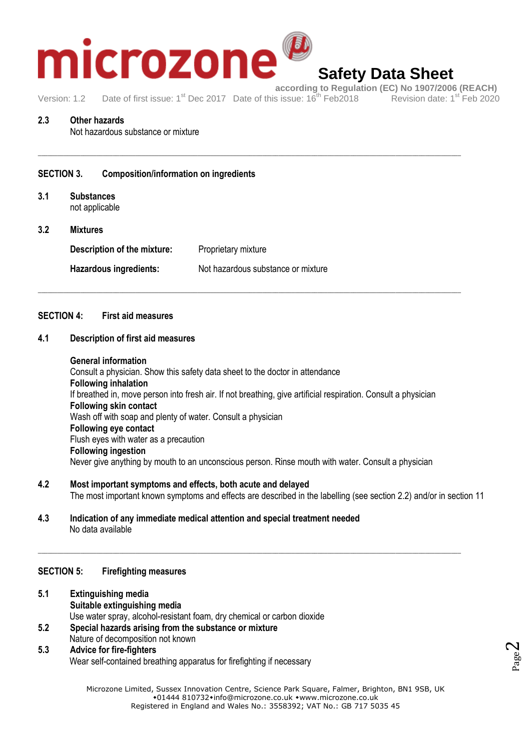### 2.3 Other hazards

Not hazardous substance or mixture

---

## SECTION 3. Composition/information on ingredients

### 3.1 Substances

not applicable

### 3.2 Mixtures

**Description of the mixture:** Proprietary mixture

**Hazardous ingredients:** Not hazardous substance or mixture

---

## SECTION 4: First aid measures

### 4.1 Description of first aid measures

**General information**
Consult a physician. Show this safety data sheet to the doctor in attendance

**Following inhalation**
If breathed in, move person into fresh air. If not breathing, give artificial respiration. Consult a physician

**Following skin contact**
Wash off with soap and plenty of water. Consult a physician

**Following eye contact**
Flush eyes with water as a precaution

**Following ingestion**
Never give anything by mouth to an unconscious person. Rinse mouth with water. Consult a physician

### 4.2 Most important symptoms and effects, both acute and delayed

The most important known symptoms and effects are described in the labelling (see section 2.2) and/or in section 11

### 4.3 Indication of any immediate medical attention and special treatment needed

No data available

---

## SECTION 5: Firefighting measures

### 5.1 Extinguishing media

**Suitable extinguishing media**
Use water spray, alcohol-resistant foam, dry chemical or carbon dioxide

### 5.2 Special hazards arising from the substance or mixture

Nature of decomposition not known

### 5.3 Advice for fire-fighters

Wear self-contained breathing apparatus for firefighting if necessary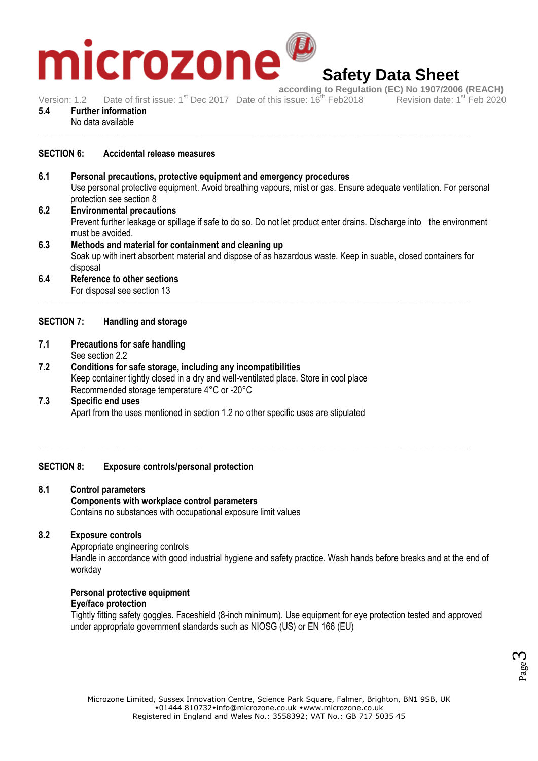**5.4 Further information**

No data available

## SECTION 6: Accidental release measures

**6.1 Personal precautions, protective equipment and emergency procedures**

Use personal protective equipment. Avoid breathing vapours, mist or gas. Ensure adequate ventilation. For personal protection see section 8

**6.2 Environmental precautions**

Prevent further leakage or spillage if safe to do so. Do not let product enter drains. Discharge into the environment must be avoided.

**6.3 Methods and material for containment and cleaning up**

Soak up with inert absorbent material and dispose of as hazardous waste. Keep in suable, closed containers for disposal

**6.4 Reference to other sections**

For disposal see section 13

## SECTION 7: Handling and storage

**7.1 Precautions for safe handling**

See section 2.2

**7.2 Conditions for safe storage, including any incompatibilities**

Keep container tightly closed in a dry and well-ventilated place. Store in cool place

Recommended storage temperature 4°C or -20°C

**7.3 Specific end uses**

Apart from the uses mentioned in section 1.2 no other specific uses are stipulated

## SECTION 8: Exposure controls/personal protection

**8.1 Control parameters**

**Components with workplace control parameters**

Contains no substances with occupational exposure limit values

**8.2 Exposure controls**

Appropriate engineering controls

Handle in accordance with good industrial hygiene and safety practice. Wash hands before breaks and at the end of workday

**Personal protective equipment**

**Eye/face protection**

Tightly fitting safety goggles. Faceshield (8-inch minimum). Use equipment for eye protection tested and approved under appropriate government standards such as NIOSG (US) or EN 166 (EU)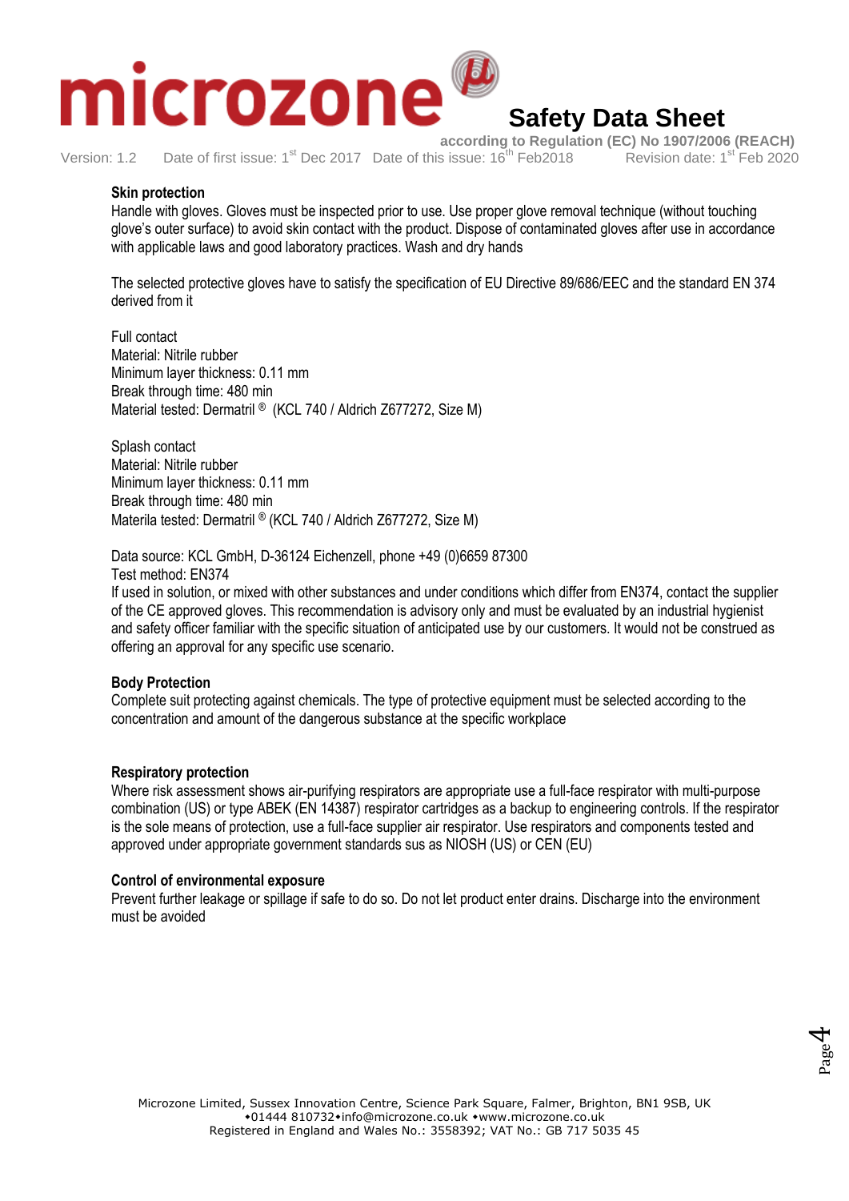**Skin protection**

Handle with gloves. Gloves must be inspected prior to use. Use proper glove removal technique (without touching glove's outer surface) to avoid skin contact with the product. Dispose of contaminated gloves after use in accordance with applicable laws and good laboratory practices. Wash and dry hands

The selected protective gloves have to satisfy the specification of EU Directive 89/686/EEC and the standard EN 374 derived from it

Full contact
Material: Nitrile rubber
Minimum layer thickness: 0.11 mm
Break through time: 480 min
Material tested: Dermatril ® (KCL 740 / Aldrich Z677272, Size M)

Splash contact
Material: Nitrile rubber
Minimum layer thickness: 0.11 mm
Break through time: 480 min
Materila tested: Dermatril ® (KCL 740 / Aldrich Z677272, Size M)

Data source: KCL GmbH, D-36124 Eichenzell, phone +49 (0)6659 87300
Test method: EN374
If used in solution, or mixed with other substances and under conditions which differ from EN374, contact the supplier of the CE approved gloves. This recommendation is advisory only and must be evaluated by an industrial hygienist and safety officer familiar with the specific situation of anticipated use by our customers. It would not be construed as offering an approval for any specific use scenario.

**Body Protection**

Complete suit protecting against chemicals. The type of protective equipment must be selected according to the concentration and amount of the dangerous substance at the specific workplace

**Respiratory protection**

Where risk assessment shows air-purifying respirators are appropriate use a full-face respirator with multi-purpose combination (US) or type ABEK (EN 14387) respirator cartridges as a backup to engineering controls. If the respirator is the sole means of protection, use a full-face supplier air respirator. Use respirators and components tested and approved under appropriate government standards sus as NIOSH (US) or CEN (EU)

**Control of environmental exposure**

Prevent further leakage or spillage if safe to do so. Do not let product enter drains. Discharge into the environment must be avoided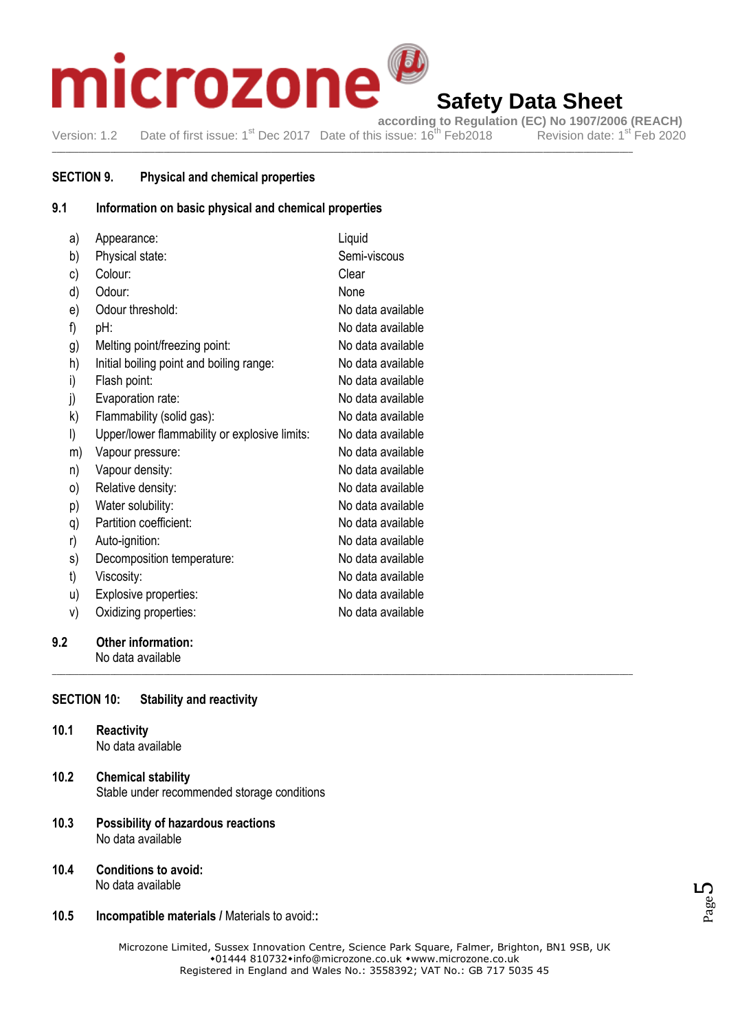## SECTION 9. Physical and chemical properties

### 9.1 Information on basic physical and chemical properties

| | Property | Value |
|---|---|---|
| a) | Appearance: | Liquid |
| b) | Physical state: | Semi-viscous |
| c) | Colour: | Clear |
| d) | Odour: | None |
| e) | Odour threshold: | No data available |
| f) | pH: | No data available |
| g) | Melting point/freezing point: | No data available |
| h) | Initial boiling point and boiling range: | No data available |
| i) | Flash point: | No data available |
| j) | Evaporation rate: | No data available |
| k) | Flammability (solid gas): | No data available |
| l) | Upper/lower flammability or explosive limits: | No data available |
| m) | Vapour pressure: | No data available |
| n) | Vapour density: | No data available |
| o) | Relative density: | No data available |
| p) | Water solubility: | No data available |
| q) | Partition coefficient: | No data available |
| r) | Auto-ignition: | No data available |
| s) | Decomposition temperature: | No data available |
| t) | Viscosity: | No data available |
| u) | Explosive properties: | No data available |
| v) | Oxidizing properties: | No data available |

### 9.2 Other information:

No data available

## SECTION 10: Stability and reactivity

### 10.1 Reactivity

No data available

### 10.2 Chemical stability

Stable under recommended storage conditions

### 10.3 Possibility of hazardous reactions

No data available

### 10.4 Conditions to avoid:

No data available

### 10.5 **Incompatible materials** / Materials to avoid::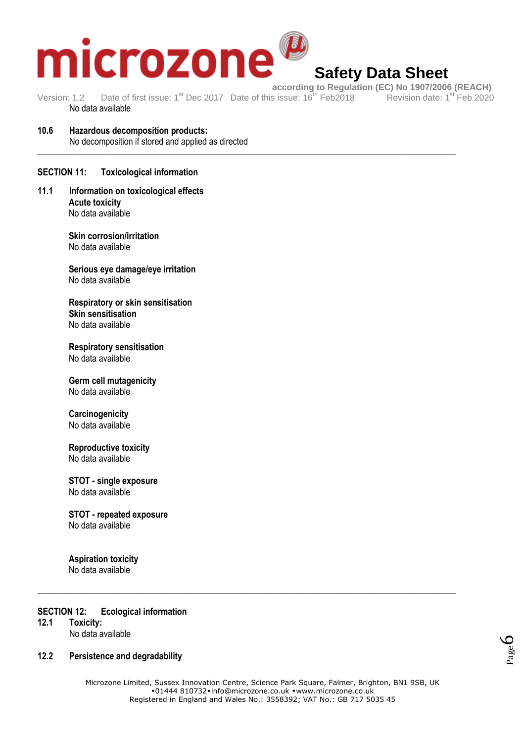No data available

**10.6 Hazardous decomposition products:**
No decomposition if stored and applied as directed

---

## SECTION 11: Toxicological information

### 11.1 Information on toxicological effects

**Acute toxicity**
No data available

**Skin corrosion/irritation**
No data available

**Serious eye damage/eye irritation**
No data available

**Respiratory or skin sensitisation**
**Skin sensitisation**
No data available

**Respiratory sensitisation**
No data available

**Germ cell mutagenicity**
No data available

**Carcinogenicity**
No data available

**Reproductive toxicity**
No data available

**STOT - single exposure**
No data available

**STOT - repeated exposure**
No data available

**Aspiration toxicity**
No data available

---

## SECTION 12: Ecological information

**12.1 Toxicity:**
No data available

**12.2 Persistence and degradability**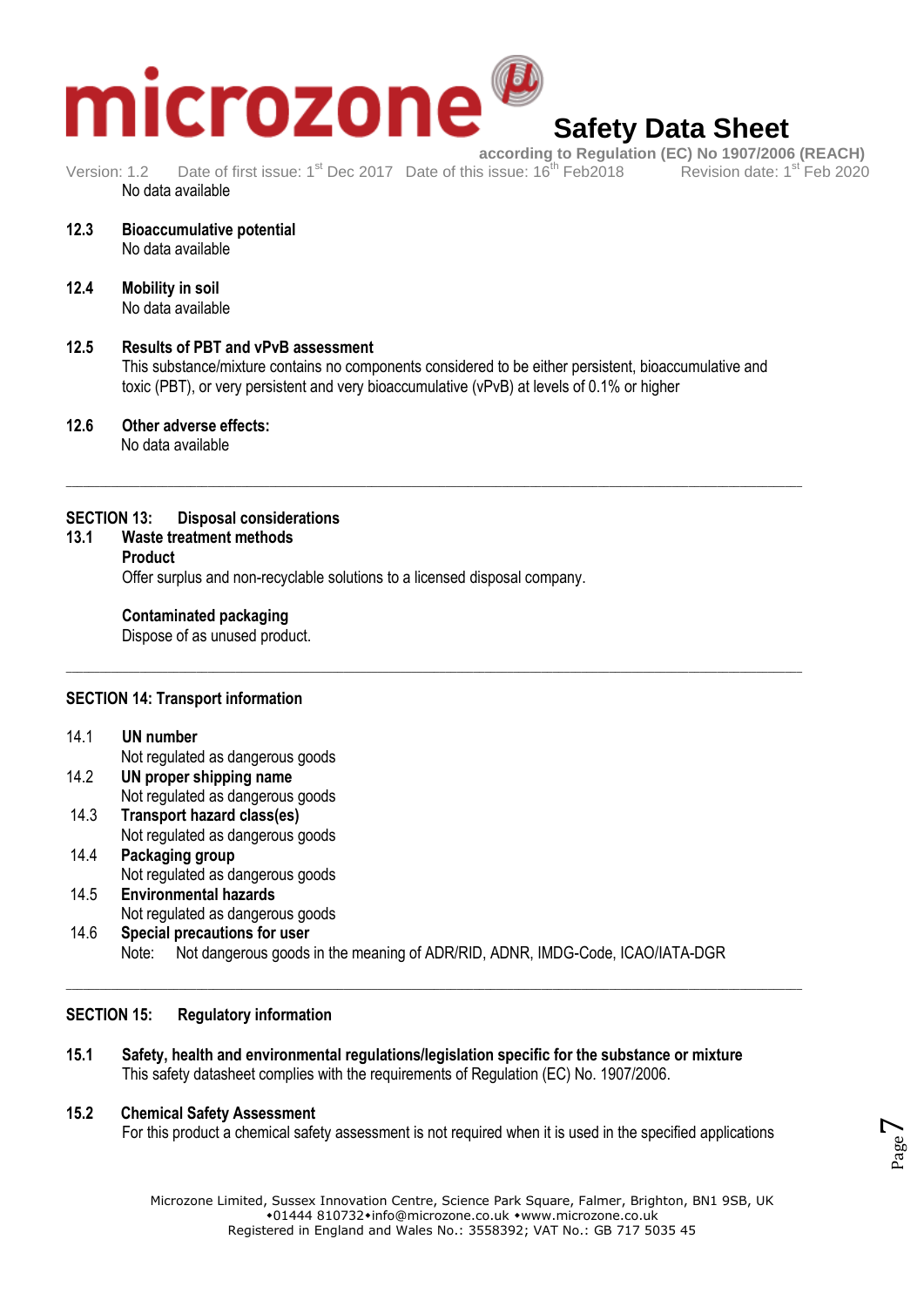No data available

**12.3 Bioaccumulative potential**

No data available

**12.4 Mobility in soil**

No data available

**12.5 Results of PBT and vPvB assessment**

This substance/mixture contains no components considered to be either persistent, bioaccumulative and toxic (PBT), or very persistent and very bioaccumulative (vPvB) at levels of 0.1% or higher

**12.6 Other adverse effects:**

No data available

---

## SECTION 13: Disposal considerations

**13.1 Waste treatment methods**

**Product**

Offer surplus and non-recyclable solutions to a licensed disposal company.

**Contaminated packaging**

Dispose of as unused product.

---

## SECTION 14: Transport information

14.1 **UN number**
Not regulated as dangerous goods

14.2 **UN proper shipping name**
Not regulated as dangerous goods

14.3 **Transport hazard class(es)**
Not regulated as dangerous goods

14.4 **Packaging group**
Not regulated as dangerous goods

14.5 **Environmental hazards**
Not regulated as dangerous goods

14.6 **Special precautions for user**
Note: Not dangerous goods in the meaning of ADR/RID, ADNR, IMDG-Code, ICAO/IATA-DGR

---

## SECTION 15: Regulatory information

**15.1 Safety, health and environmental regulations/legislation specific for the substance or mixture**

This safety datasheet complies with the requirements of Regulation (EC) No. 1907/2006.

**15.2 Chemical Safety Assessment**

For this product a chemical safety assessment is not required when it is used in the specified applications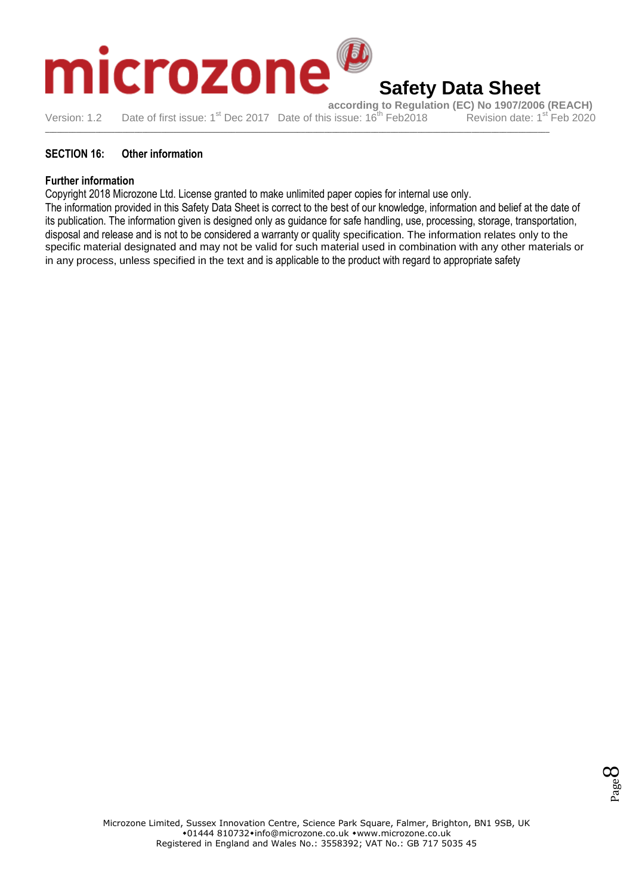## SECTION 16: Other information

**Further information**

Copyright 2018 Microzone Ltd. License granted to make unlimited paper copies for internal use only.

The information provided in this Safety Data Sheet is correct to the best of our knowledge, information and belief at the date of its publication. The information given is designed only as guidance for safe handling, use, processing, storage, transportation, disposal and release and is not to be considered a warranty or quality specification. The information relates only to the specific material designated and may not be valid for such material used in combination with any other materials or in any process, unless specified in the text and is applicable to the product with regard to appropriate safety